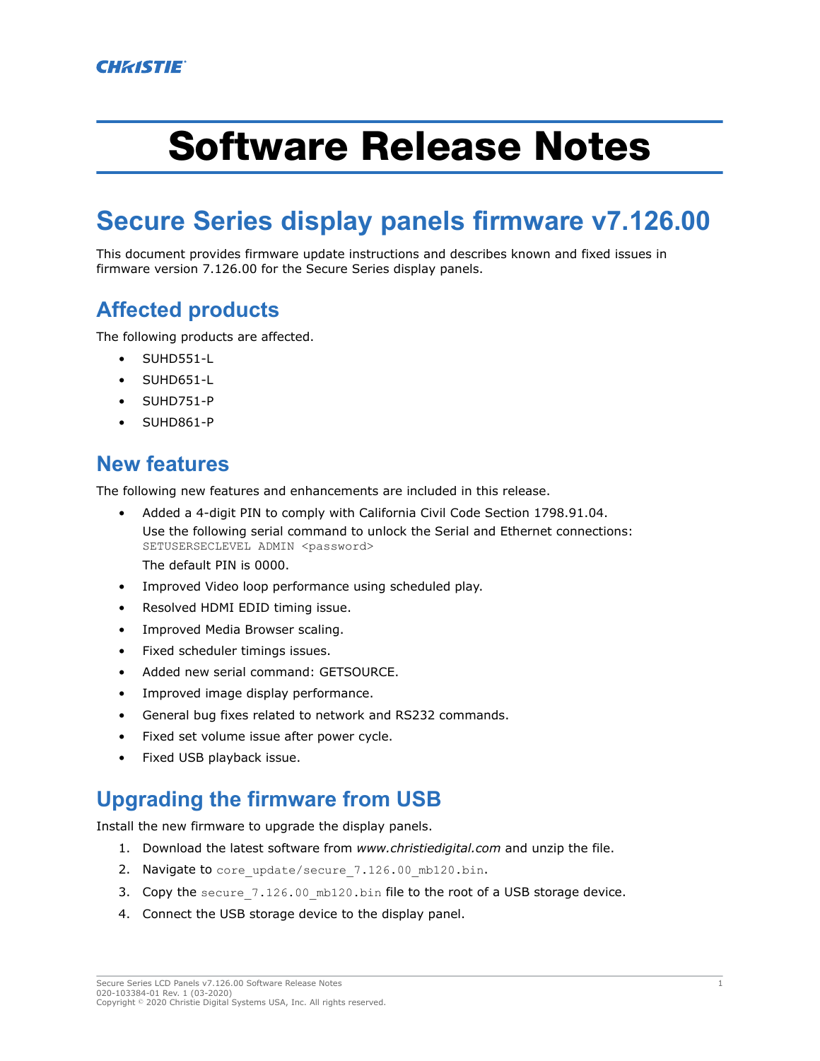CHRISTIE

# Software Release Notes

## Secure Series display panels firmware v7.126.00

This document provides firmware update instructions and describes known and fixed issues in firmware version 7.126.00 for the Secure Series display panels.

## Affected products

The following products are affected.

- SUHD551-L
- SUHD651-L
- SUHD751-P
- SUHD861-P

## New features

The following new features and enhancements are included in this release.

- Added a 4-digit PIN to comply with California Civil Code Section 1798.91.04.
  Use the following serial command to unlock the Serial and Ethernet connections:
  `SETUSERSECLEVEL ADMIN <password>`
  The default PIN is 0000.
- Improved Video loop performance using scheduled play.
- Resolved HDMI EDID timing issue.
- Improved Media Browser scaling.
- Fixed scheduler timings issues.
- Added new serial command: GETSOURCE.
- Improved image display performance.
- General bug fixes related to network and RS232 commands.
- Fixed set volume issue after power cycle.
- Fixed USB playback issue.

## Upgrading the firmware from USB

Install the new firmware to upgrade the display panels.

1. Download the latest software from *www.christiedigital.com* and unzip the file.
2. Navigate to `core_update/secure_7.126.00_mb120.bin`.
3. Copy the `secure_7.126.00_mb120.bin` file to the root of a USB storage device.
4. Connect the USB storage device to the display panel.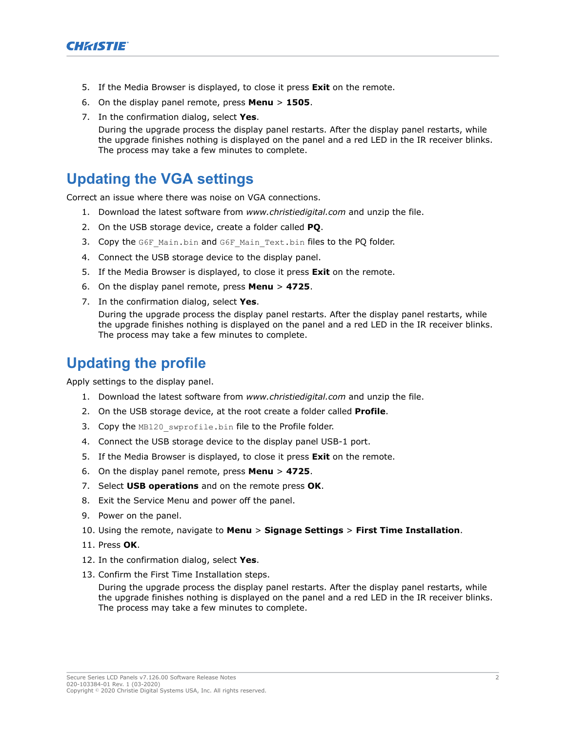5. If the Media Browser is displayed, to close it press **Exit** on the remote.
6. On the display panel remote, press **Menu** > **1505**.
7. In the confirmation dialog, select **Yes**.

   During the upgrade process the display panel restarts. After the display panel restarts, while the upgrade finishes nothing is displayed on the panel and a red LED in the IR receiver blinks. The process may take a few minutes to complete.

## Updating the VGA settings

Correct an issue where there was noise on VGA connections.

1. Download the latest software from *www.christiedigital.com* and unzip the file.
2. On the USB storage device, create a folder called **PQ**.
3. Copy the `G6F_Main.bin` and `G6F_Main_Text.bin` files to the PQ folder.
4. Connect the USB storage device to the display panel.
5. If the Media Browser is displayed, to close it press **Exit** on the remote.
6. On the display panel remote, press **Menu** > **4725**.
7. In the confirmation dialog, select **Yes**.

   During the upgrade process the display panel restarts. After the display panel restarts, while the upgrade finishes nothing is displayed on the panel and a red LED in the IR receiver blinks. The process may take a few minutes to complete.

## Updating the profile

Apply settings to the display panel.

1. Download the latest software from *www.christiedigital.com* and unzip the file.
2. On the USB storage device, at the root create a folder called **Profile**.
3. Copy the `MB120_swprofile.bin` file to the Profile folder.
4. Connect the USB storage device to the display panel USB-1 port.
5. If the Media Browser is displayed, to close it press **Exit** on the remote.
6. On the display panel remote, press **Menu** > **4725**.
7. Select **USB operations** and on the remote press **OK**.
8. Exit the Service Menu and power off the panel.
9. Power on the panel.
10. Using the remote, navigate to **Menu** > **Signage Settings** > **First Time Installation**.
11. Press **OK**.
12. In the confirmation dialog, select **Yes**.
13. Confirm the First Time Installation steps.

    During the upgrade process the display panel restarts. After the display panel restarts, while the upgrade finishes nothing is displayed on the panel and a red LED in the IR receiver blinks. The process may take a few minutes to complete.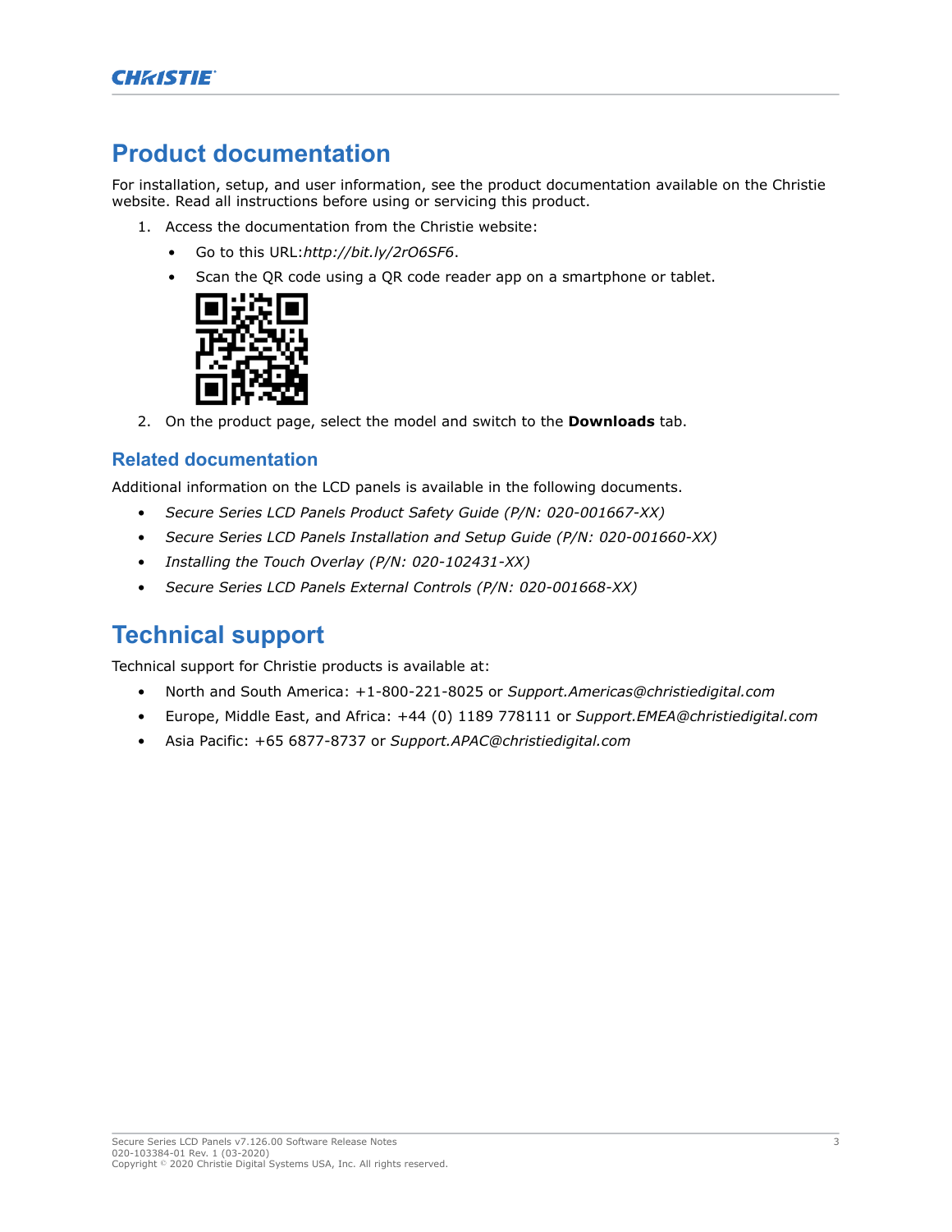# Product documentation

For installation, setup, and user information, see the product documentation available on the Christie website. Read all instructions before using or servicing this product.

1. Access the documentation from the Christie website:
   - Go to this URL:*http://bit.ly/2rO6SF6*.
   - Scan the QR code using a QR code reader app on a smartphone or tablet.
2. On the product page, select the model and switch to the **Downloads** tab.

## Related documentation

Additional information on the LCD panels is available in the following documents.

- *Secure Series LCD Panels Product Safety Guide (P/N: 020-001667-XX)*
- *Secure Series LCD Panels Installation and Setup Guide (P/N: 020-001660-XX)*
- *Installing the Touch Overlay (P/N: 020-102431-XX)*
- *Secure Series LCD Panels External Controls (P/N: 020-001668-XX)*

# Technical support

Technical support for Christie products is available at:

- North and South America: +1-800-221-8025 or *Support.Americas@christiedigital.com*
- Europe, Middle East, and Africa: +44 (0) 1189 778111 or *Support.EMEA@christiedigital.com*
- Asia Pacific: +65 6877-8737 or *Support.APAC@christiedigital.com*